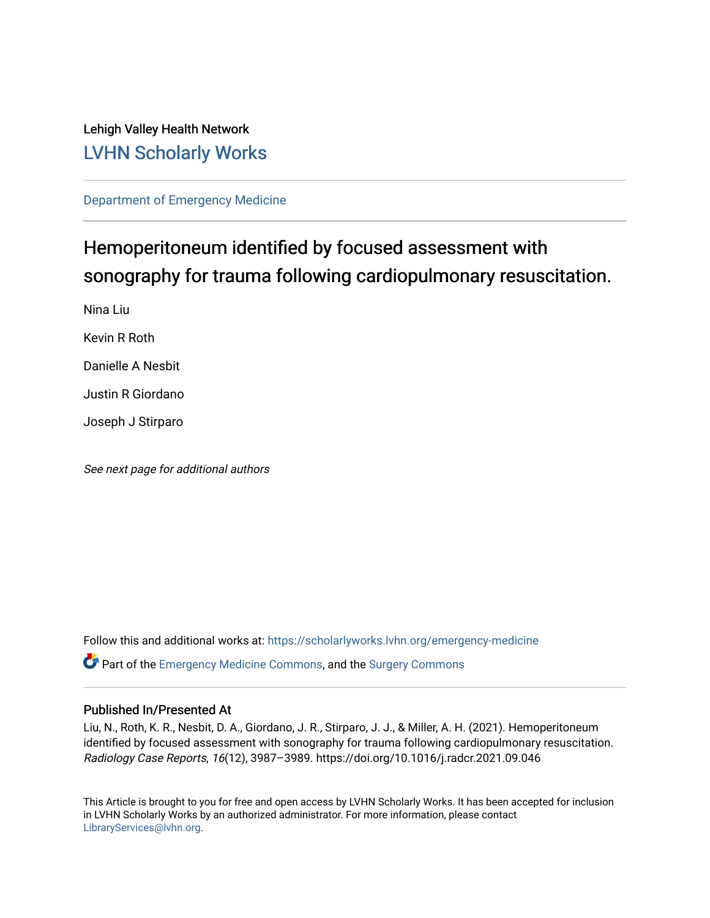Lehigh Valley Health Network

## LVHN Scholarly Works

Department of Emergency Medicine

# Hemoperitoneum identified by focused assessment with sonography for trauma following cardiopulmonary resuscitation.

Nina Liu

Kevin R Roth

Danielle A Nesbit

Justin R Giordano

Joseph J Stirparo

*See next page for additional authors*

Follow this and additional works at: https://scholarlyworks.lvhn.org/emergency-medicine

Part of the Emergency Medicine Commons, and the Surgery Commons

### Published In/Presented At

Liu, N., Roth, K. R., Nesbit, D. A., Giordano, J. R., Stirparo, J. J., & Miller, A. H. (2021). Hemoperitoneum identified by focused assessment with sonography for trauma following cardiopulmonary resuscitation. *Radiology Case Reports*, *16*(12), 3987–3989. https://doi.org/10.1016/j.radcr.2021.09.046

This Article is brought to you for free and open access by LVHN Scholarly Works. It has been accepted for inclusion in LVHN Scholarly Works by an authorized administrator. For more information, please contact LibraryServices@lvhn.org.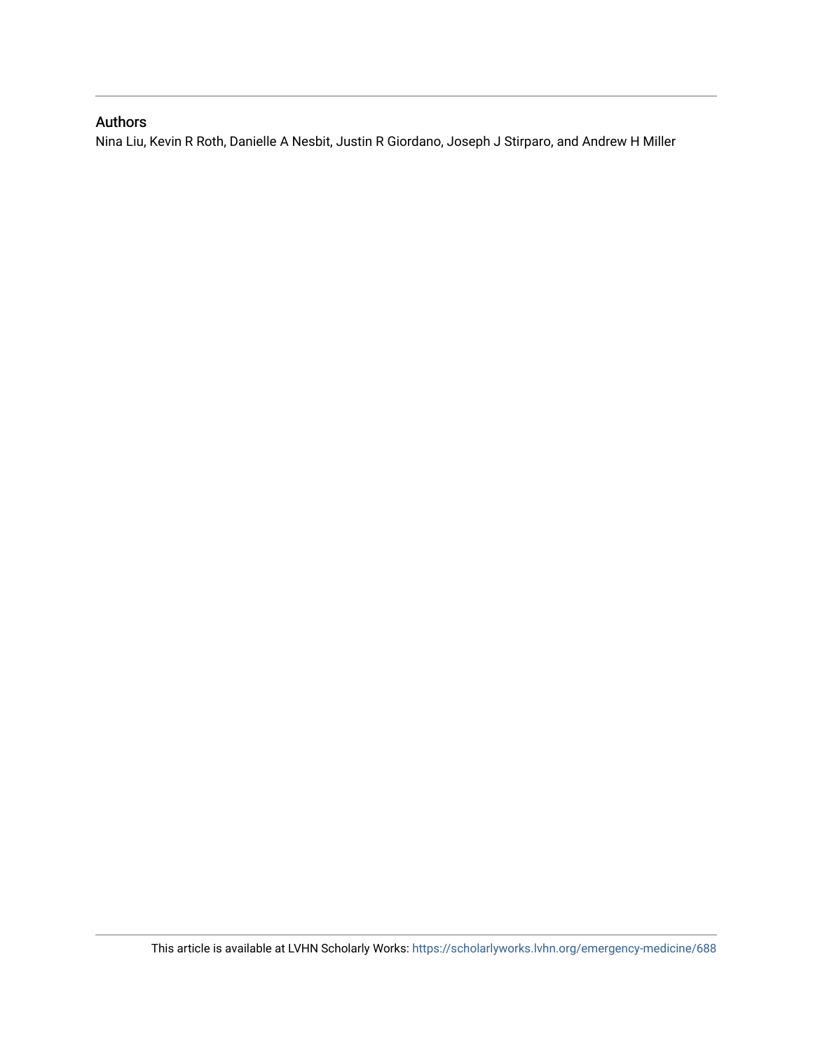## Authors

Nina Liu, Kevin R Roth, Danielle A Nesbit, Justin R Giordano, Joseph J Stirparo, and Andrew H Miller

This article is available at LVHN Scholarly Works: https://scholarlyworks.lvhn.org/emergency-medicine/688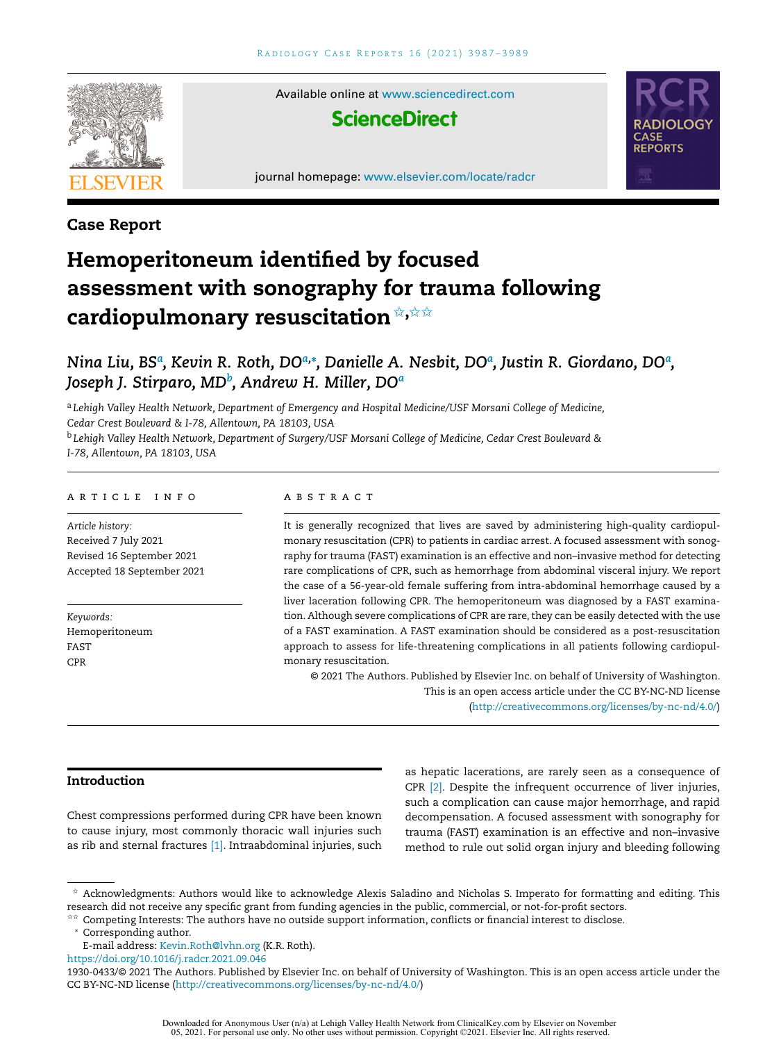## Case Report

# Hemoperitoneum identified by focused assessment with sonography for trauma following cardiopulmonary resuscitation ☆,☆☆

*Nina Liu, BS[a], Kevin R. Roth, DO[a,*], Danielle A. Nesbit, DO[a], Justin R. Giordano, DO[a], Joseph J. Stirparo, MD[b], Andrew H. Miller, DO[a]*

[a] *Lehigh Valley Health Network, Department of Emergency and Hospital Medicine/USF Morsani College of Medicine, Cedar Crest Boulevard & I-78, Allentown, PA 18103, USA*

[b] *Lehigh Valley Health Network, Department of Surgery/USF Morsani College of Medicine, Cedar Crest Boulevard & I-78, Allentown, PA 18103, USA*

### ARTICLE INFO

*Article history:*
Received 7 July 2021
Revised 16 September 2021
Accepted 18 September 2021

*Keywords:*
Hemoperitoneum
FAST
CPR

### ABSTRACT

It is generally recognized that lives are saved by administering high-quality cardiopulmonary resuscitation (CPR) to patients in cardiac arrest. A focused assessment with sonography for trauma (FAST) examination is an effective and non–invasive method for detecting rare complications of CPR, such as hemorrhage from abdominal visceral injury. We report the case of a 56-year-old female suffering from intra-abdominal hemorrhage caused by a liver laceration following CPR. The hemoperitoneum was diagnosed by a FAST examination. Although severe complications of CPR are rare, they can be easily detected with the use of a FAST examination. A FAST examination should be considered as a post-resuscitation approach to assess for life-threatening complications in all patients following cardiopulmonary resuscitation.

© 2021 The Authors. Published by Elsevier Inc. on behalf of University of Washington. This is an open access article under the CC BY-NC-ND license (http://creativecommons.org/licenses/by-nc-nd/4.0/)

## Introduction

Chest compressions performed during CPR have been known to cause injury, most commonly thoracic wall injuries such as rib and sternal fractures [1]. Intraabdominal injuries, such as hepatic lacerations, are rarely seen as a consequence of CPR [2]. Despite the infrequent occurrence of liver injuries, such a complication can cause major hemorrhage, and rapid decompensation. A focused assessment with sonography for trauma (FAST) examination is an effective and non–invasive method to rule out solid organ injury and bleeding following

---

☆ Acknowledgments: Authors would like to acknowledge Alexis Saladino and Nicholas S. Imperato for formatting and editing. This research did not receive any specific grant from funding agencies in the public, commercial, or not-for-profit sectors.

☆☆ Competing Interests: The authors have no outside support information, conflicts or financial interest to disclose.

\* Corresponding author.
E-mail address: Kevin.Roth@lvhn.org (K.R. Roth).

https://doi.org/10.1016/j.radcr.2021.09.046

1930-0433/© 2021 The Authors. Published by Elsevier Inc. on behalf of University of Washington. This is an open access article under the CC BY-NC-ND license (http://creativecommons.org/licenses/by-nc-nd/4.0/)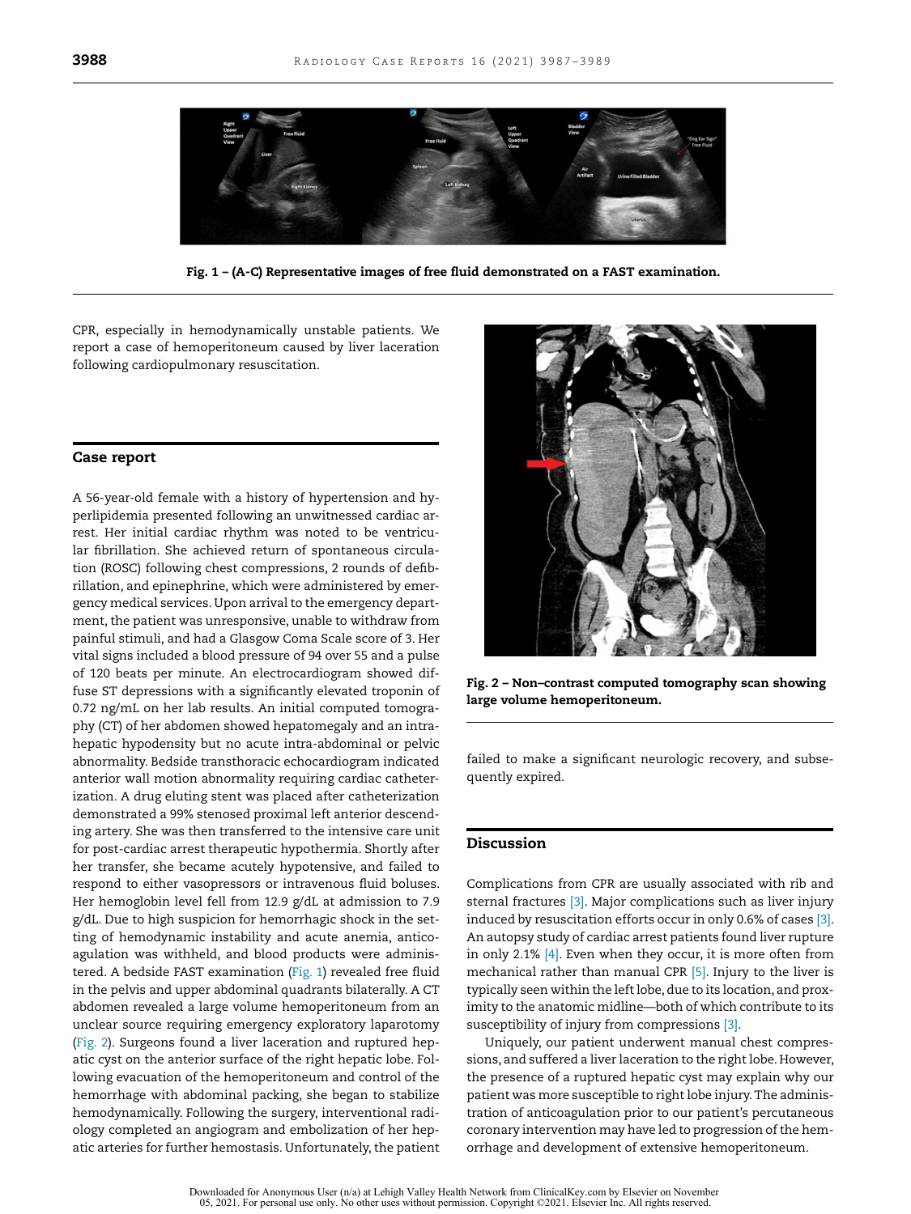Fig. 1 – (A-C) Representative images of free fluid demonstrated on a FAST examination.

CPR, especially in hemodynamically unstable patients. We report a case of hemoperitoneum caused by liver laceration following cardiopulmonary resuscitation.

## Case report

A 56-year-old female with a history of hypertension and hyperlipidemia presented following an unwitnessed cardiac arrest. Her initial cardiac rhythm was noted to be ventricular fibrillation. She achieved return of spontaneous circulation (ROSC) following chest compressions, 2 rounds of defibrillation, and epinephrine, which were administered by emergency medical services. Upon arrival to the emergency department, the patient was unresponsive, unable to withdraw from painful stimuli, and had a Glasgow Coma Scale score of 3. Her vital signs included a blood pressure of 94 over 55 and a pulse of 120 beats per minute. An electrocardiogram showed diffuse ST depressions with a significantly elevated troponin of 0.72 ng/mL on her lab results. An initial computed tomography (CT) of her abdomen showed hepatomegaly and an intrahepatic hypodensity but no acute intra-abdominal or pelvic abnormality. Bedside transthoracic echocardiogram indicated anterior wall motion abnormality requiring cardiac catheterization. A drug eluting stent was placed after catheterization demonstrated a 99% stenosed proximal left anterior descending artery. She was then transferred to the intensive care unit for post-cardiac arrest therapeutic hypothermia. Shortly after her transfer, she became acutely hypotensive, and failed to respond to either vasopressors or intravenous fluid boluses. Her hemoglobin level fell from 12.9 g/dL at admission to 7.9 g/dL. Due to high suspicion for hemorrhagic shock in the setting of hemodynamic instability and acute anemia, anticoagulation was withheld, and blood products were administered. A bedside FAST examination (Fig. 1) revealed free fluid in the pelvis and upper abdominal quadrants bilaterally. A CT abdomen revealed a large volume hemoperitoneum from an unclear source requiring emergency exploratory laparotomy (Fig. 2). Surgeons found a liver laceration and ruptured hepatic cyst on the anterior surface of the right hepatic lobe. Following evacuation of the hemoperitoneum and control of the hemorrhage with abdominal packing, she began to stabilize hemodynamically. Following the surgery, interventional radiology completed an angiogram and embolization of her hepatic arteries for further hemostasis. Unfortunately, the patient failed to make a significant neurologic recovery, and subsequently expired.

Fig. 2 – Non–contrast computed tomography scan showing large volume hemoperitoneum.

## Discussion

Complications from CPR are usually associated with rib and sternal fractures [3]. Major complications such as liver injury induced by resuscitation efforts occur in only 0.6% of cases [3]. An autopsy study of cardiac arrest patients found liver rupture in only 2.1% [4]. Even when they occur, it is more often from mechanical rather than manual CPR [5]. Injury to the liver is typically seen within the left lobe, due to its location, and proximity to the anatomic midline—both of which contribute to its susceptibility of injury from compressions [3].

Uniquely, our patient underwent manual chest compressions, and suffered a liver laceration to the right lobe. However, the presence of a ruptured hepatic cyst may explain why our patient was more susceptible to right lobe injury. The administration of anticoagulation prior to our patient's percutaneous coronary intervention may have led to progression of the hemorrhage and development of extensive hemoperitoneum.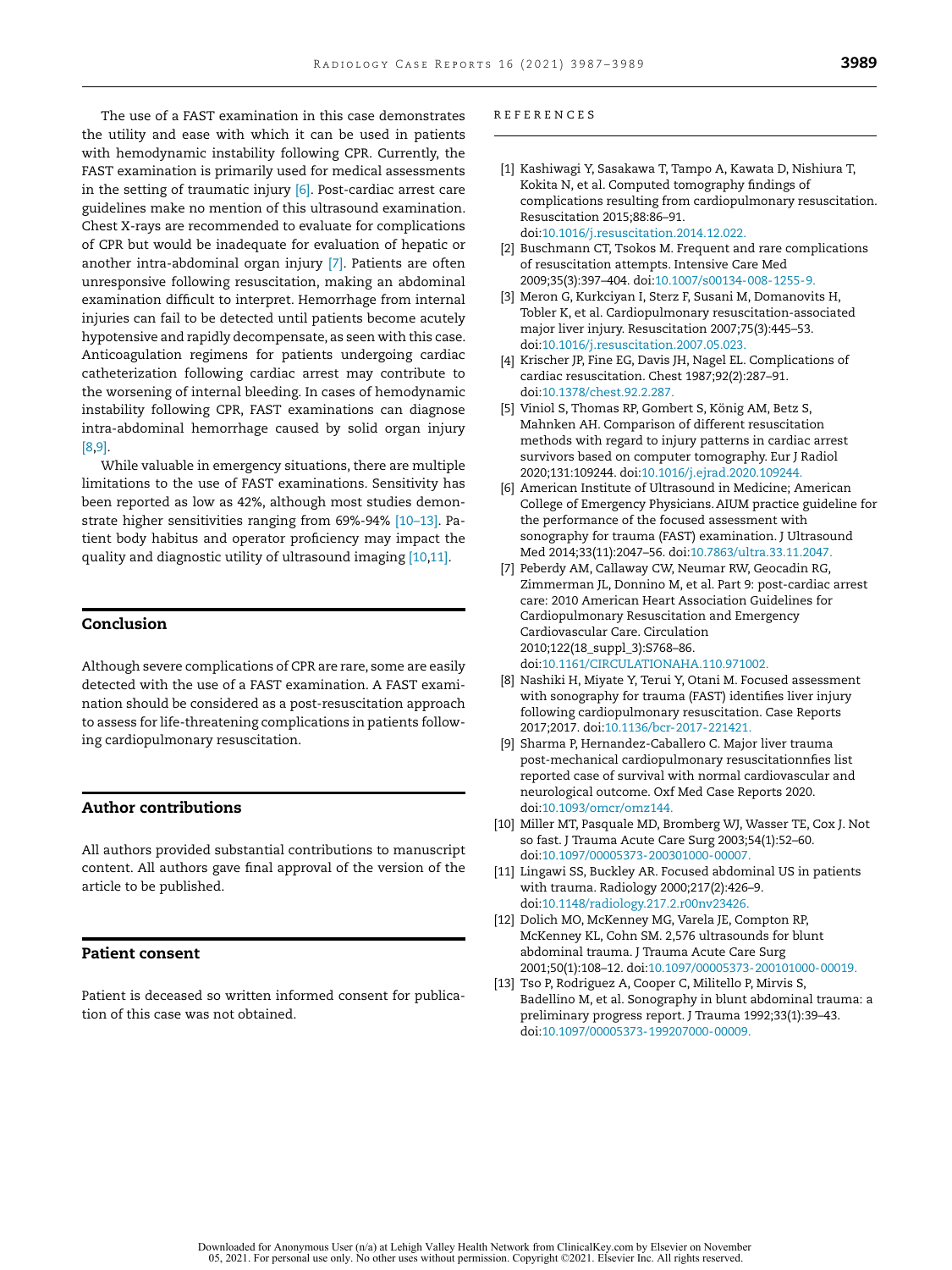The use of a FAST examination in this case demonstrates the utility and ease with which it can be used in patients with hemodynamic instability following CPR. Currently, the FAST examination is primarily used for medical assessments in the setting of traumatic injury [6]. Post-cardiac arrest care guidelines make no mention of this ultrasound examination. Chest X-rays are recommended to evaluate for complications of CPR but would be inadequate for evaluation of hepatic or another intra-abdominal organ injury [7]. Patients are often unresponsive following resuscitation, making an abdominal examination difficult to interpret. Hemorrhage from internal injuries can fail to be detected until patients become acutely hypotensive and rapidly decompensate, as seen with this case. Anticoagulation regimens for patients undergoing cardiac catheterization following cardiac arrest may contribute to the worsening of internal bleeding. In cases of hemodynamic instability following CPR, FAST examinations can diagnose intra-abdominal hemorrhage caused by solid organ injury [8,9].

While valuable in emergency situations, there are multiple limitations to the use of FAST examinations. Sensitivity has been reported as low as 42%, although most studies demonstrate higher sensitivities ranging from 69%-94% [10–13]. Patient body habitus and operator proficiency may impact the quality and diagnostic utility of ultrasound imaging [10,11].

## Conclusion

Although severe complications of CPR are rare, some are easily detected with the use of a FAST examination. A FAST examination should be considered as a post-resuscitation approach to assess for life-threatening complications in patients following cardiopulmonary resuscitation.

## Author contributions

All authors provided substantial contributions to manuscript content. All authors gave final approval of the version of the article to be published.

## Patient consent

Patient is deceased so written informed consent for publication of this case was not obtained.

## REFERENCES

[1] Kashiwagi Y, Sasakawa T, Tampo A, Kawata D, Nishiura T, Kokita N, et al. Computed tomography findings of complications resulting from cardiopulmonary resuscitation. Resuscitation 2015;88:86–91. doi:10.1016/j.resuscitation.2014.12.022.

[2] Buschmann CT, Tsokos M. Frequent and rare complications of resuscitation attempts. Intensive Care Med 2009;35(3):397–404. doi:10.1007/s00134-008-1255-9.

[3] Meron G, Kurkciyan I, Sterz F, Susani M, Domanovits H, Tobler K, et al. Cardiopulmonary resuscitation-associated major liver injury. Resuscitation 2007;75(3):445–53. doi:10.1016/j.resuscitation.2007.05.023.

[4] Krischer JP, Fine EG, Davis JH, Nagel EL. Complications of cardiac resuscitation. Chest 1987;92(2):287–91. doi:10.1378/chest.92.2.287.

[5] Viniol S, Thomas RP, Gombert S, König AM, Betz S, Mahnken AH. Comparison of different resuscitation methods with regard to injury patterns in cardiac arrest survivors based on computer tomography. Eur J Radiol 2020;131:109244. doi:10.1016/j.ejrad.2020.109244.

[6] American Institute of Ultrasound in Medicine; American College of Emergency Physicians. AIUM practice guideline for the performance of the focused assessment with sonography for trauma (FAST) examination. J Ultrasound Med 2014;33(11):2047–56. doi:10.7863/ultra.33.11.2047.

[7] Peberdy AM, Callaway CW, Neumar RW, Geocadin RG, Zimmerman JL, Donnino M, et al. Part 9: post-cardiac arrest care: 2010 American Heart Association Guidelines for Cardiopulmonary Resuscitation and Emergency Cardiovascular Care. Circulation 2010;122(18_suppl_3):S768–86. doi:10.1161/CIRCULATIONAHA.110.971002.

[8] Nashiki H, Miyate Y, Terui Y, Otani M. Focused assessment with sonography for trauma (FAST) identifies liver injury following cardiopulmonary resuscitation. Case Reports 2017;2017. doi:10.1136/bcr-2017-221421.

[9] Sharma P, Hernandez-Caballero C. Major liver trauma post-mechanical cardiopulmonary resuscitationnfies list reported case of survival with normal cardiovascular and neurological outcome. Oxf Med Case Reports 2020. doi:10.1093/omcr/omz144.

[10] Miller MT, Pasquale MD, Bromberg WJ, Wasser TE, Cox J. Not so fast. J Trauma Acute Care Surg 2003;54(1):52–60. doi:10.1097/00005373-200301000-00007.

[11] Lingawi SS, Buckley AR. Focused abdominal US in patients with trauma. Radiology 2000;217(2):426–9. doi:10.1148/radiology.217.2.r00nv23426.

[12] Dolich MO, McKenney MG, Varela JE, Compton RP, McKenney KL, Cohn SM. 2,576 ultrasounds for blunt abdominal trauma. J Trauma Acute Care Surg 2001;50(1):108–12. doi:10.1097/00005373-200101000-00019.

[13] Tso P, Rodriguez A, Cooper C, Militello P, Mirvis S, Badellino M, et al. Sonography in blunt abdominal trauma: a preliminary progress report. J Trauma 1992;33(1):39–43. doi:10.1097/00005373-199207000-00009.